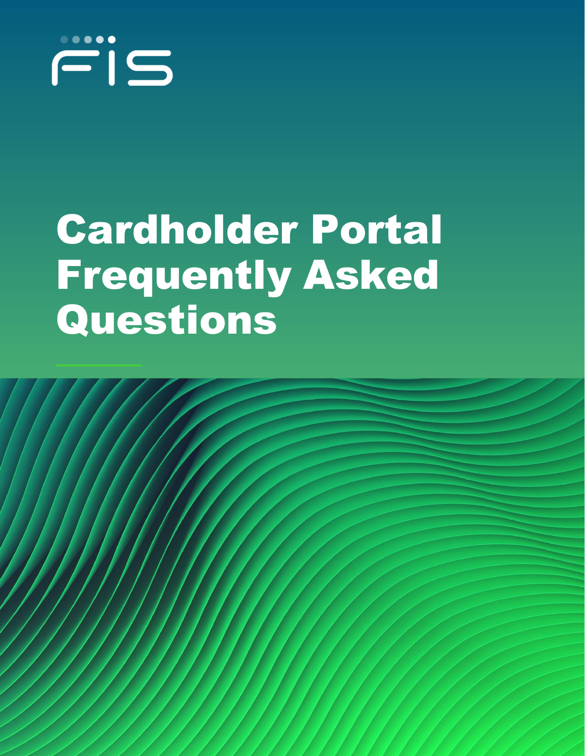FIS

# Cardholder Portal Frequently Asked Questions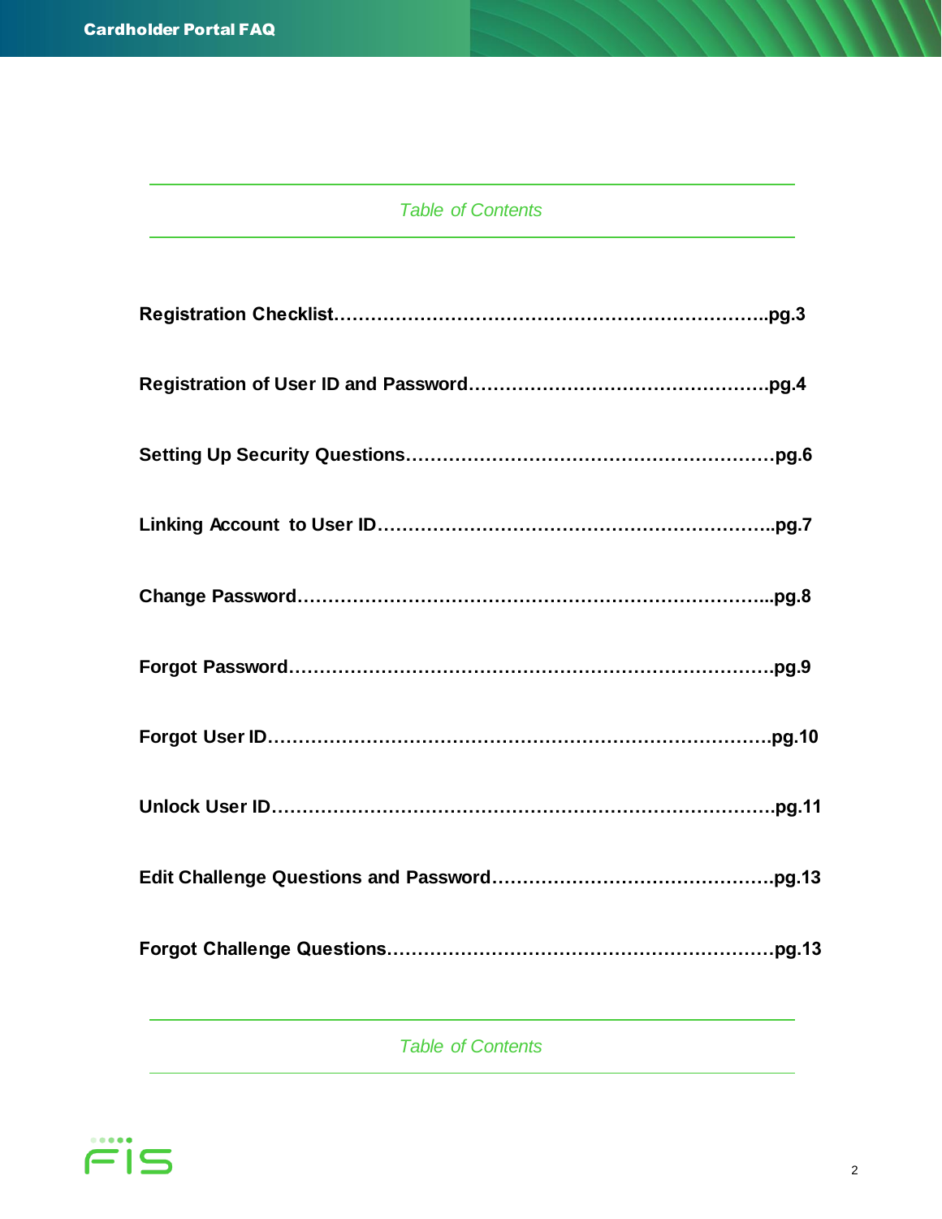## *Table of Contents*

**Registration Checklist……………………………………………………………..pg.3**

**Registration of User ID and Password…………………………………………pg.4**

**Setting Up Security Questions……………………………………………………pg.6**

**Linking Account to User ID………………………………………………………..pg.7**

**Change Password…………………………………………………………………...pg.8**

**Forgot Password……………………………………………………………………pg.9**

**Forgot User ID………………………………………………………………………pg.10**

**Unlock User ID………………………………………………………………………pg.11**

**Edit Challenge Questions and Password………………………………………pg.13**

**Forgot Challenge Questions………………………………………………………pg.13**

*Table of Contents*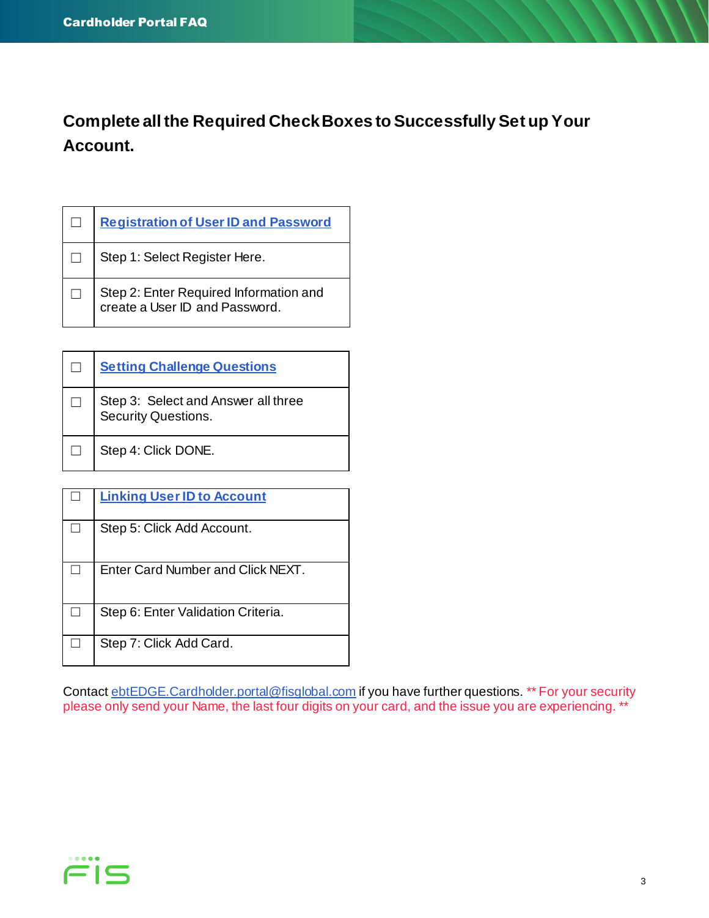## Complete all the Required Check Boxes to Successfully Set up Your Account.

| ☐ | **Registration of User ID and Password** |
|---|---|
| ☐ | Step 1: Select Register Here. |
| ☐ | Step 2: Enter Required Information and create a User ID and Password. |

| ☐ | **Setting Challenge Questions** |
|---|---|
| ☐ | Step 3: Select and Answer all three Security Questions. |
| ☐ | Step 4: Click DONE. |

| ☐ | **Linking User ID to Account** |
|---|---|
| ☐ | Step 5: Click Add Account. |
| ☐ | Enter Card Number and Click NEXT. |
| ☐ | Step 6: Enter Validation Criteria. |
| ☐ | Step 7: Click Add Card. |

Contact ebtEDGE.Cardholder.portal@fisglobal.com if you have further questions. ** For your security please only send your Name, the last four digits on your card, and the issue you are experiencing. **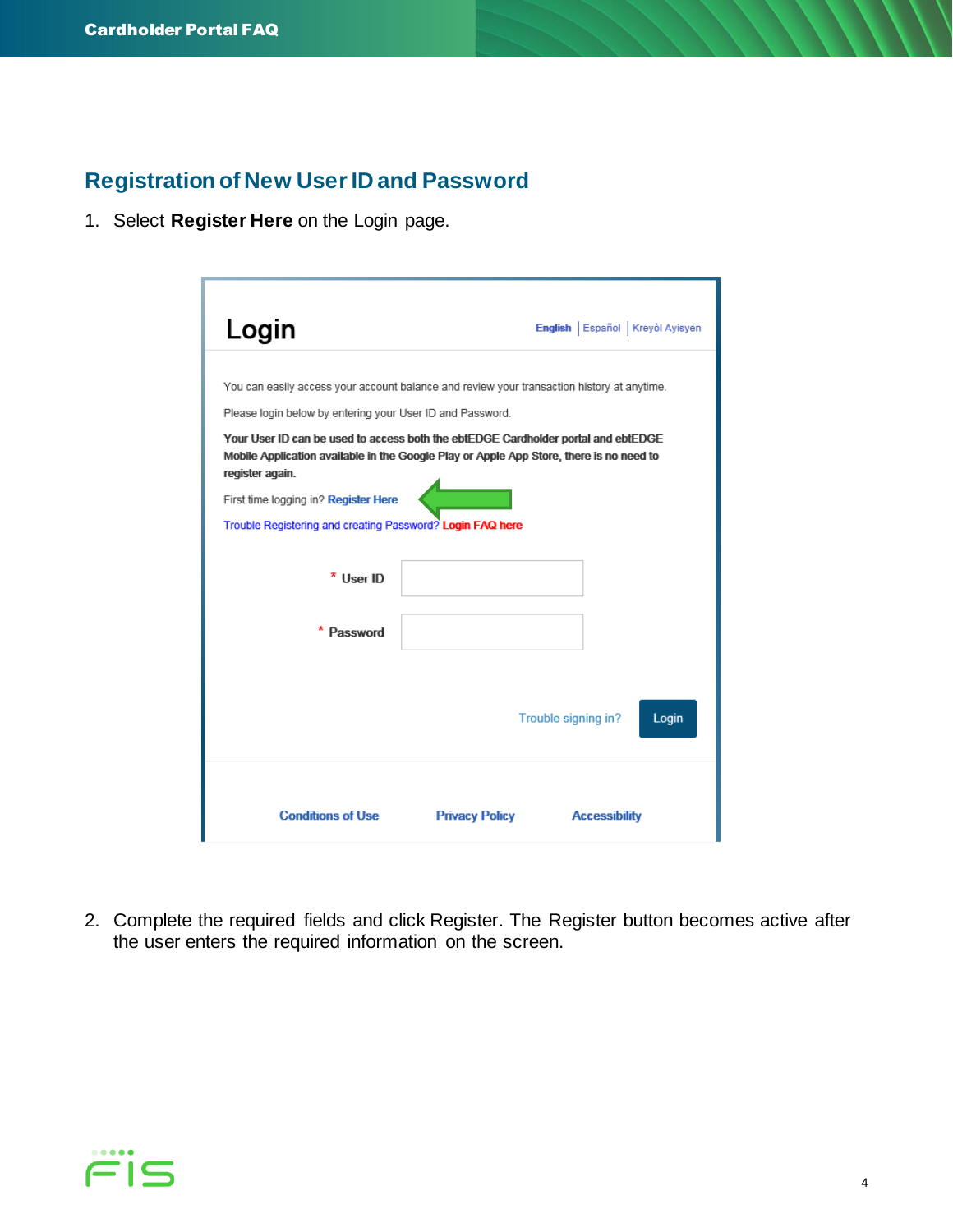## Registration of New User ID and Password

1. Select **Register Here** on the Login page.

# Login

English | Español | Kreyòl Ayisyen

You can easily access your account balance and review your transaction history at anytime.

Please login below by entering your User ID and Password.

**Your User ID can be used to access both the ebtEDGE Cardholder portal and ebtEDGE Mobile Application available in the Google Play or Apple App Store, there is no need to register again.**

First time logging in? **Register Here**

Trouble Registering and creating Password? **Login FAQ here**

\* User ID

\* Password

Trouble signing in? Login

Conditions of Use | Privacy Policy | Accessibility

2. Complete the required fields and click Register. The Register button becomes active after the user enters the required information on the screen.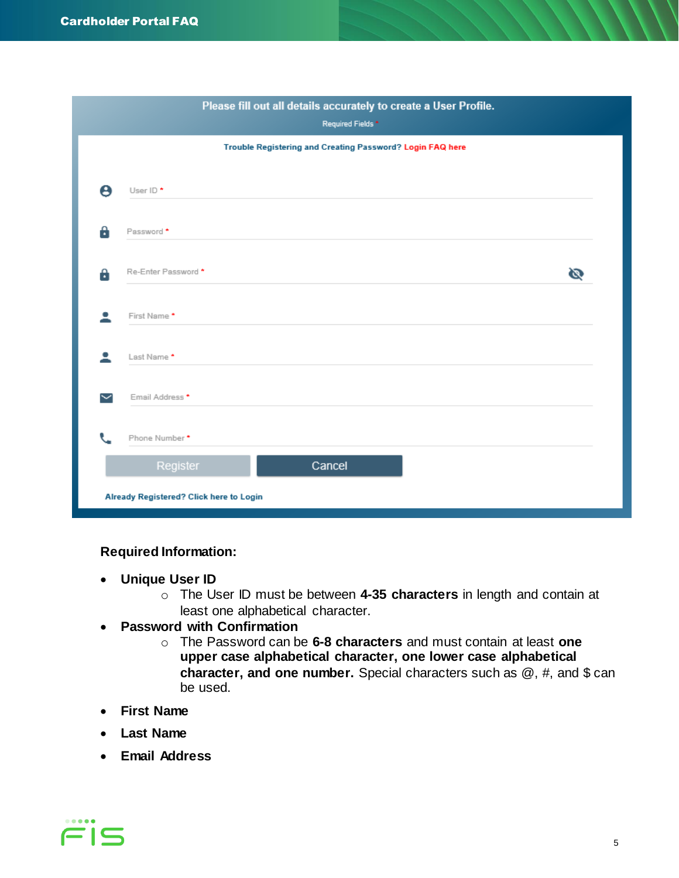Please fill out all details accurately to create a User Profile.

Required Fields *

Trouble Registering and Creating Password? Login FAQ here

User ID *

Password *

Re-Enter Password *

First Name *

Last Name *

Email Address *

Phone Number *

Register | Cancel

Already Registered? Click here to Login

**Required Information:**

- **Unique User ID**
  - The User ID must be between **4-35 characters** in length and contain at least one alphabetical character.
- **Password with Confirmation**
  - The Password can be **6-8 characters** and must contain at least **one upper case alphabetical character, one lower case alphabetical character, and one number.** Special characters such as @, #, and $ can be used.
- **First Name**
- **Last Name**
- **Email Address**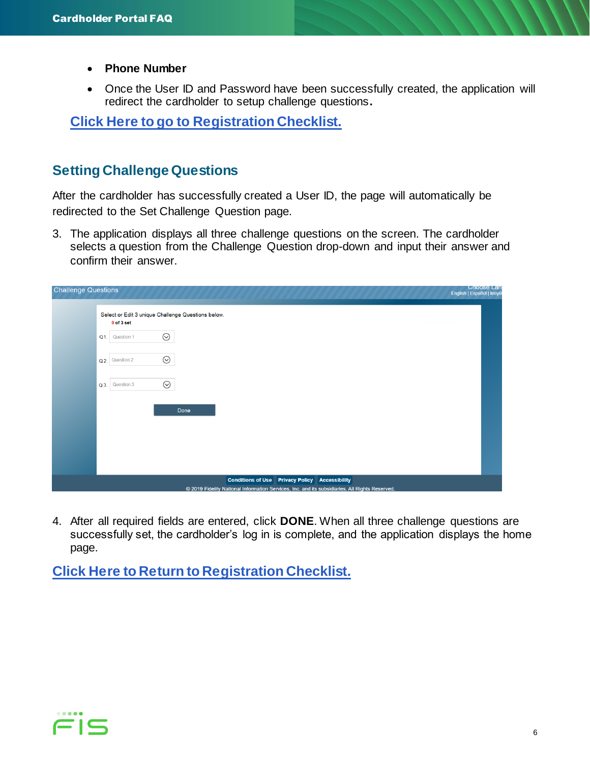- **Phone Number**
- Once the User ID and Password have been successfully created, the application will redirect the cardholder to setup challenge questions**.**

[Click Here to go to Registration Checklist.]()

## Setting Challenge Questions

After the cardholder has successfully created a User ID, the page will automatically be redirected to the Set Challenge Question page.

3. The application displays all three challenge questions on the screen. The cardholder selects a question from the Challenge Question drop-down and input their answer and confirm their answer.

4. After all required fields are entered, click **DONE**. When all three challenge questions are successfully set, the cardholder's log in is complete, and the application displays the home page.

[Click Here to Return to Registration Checklist.]()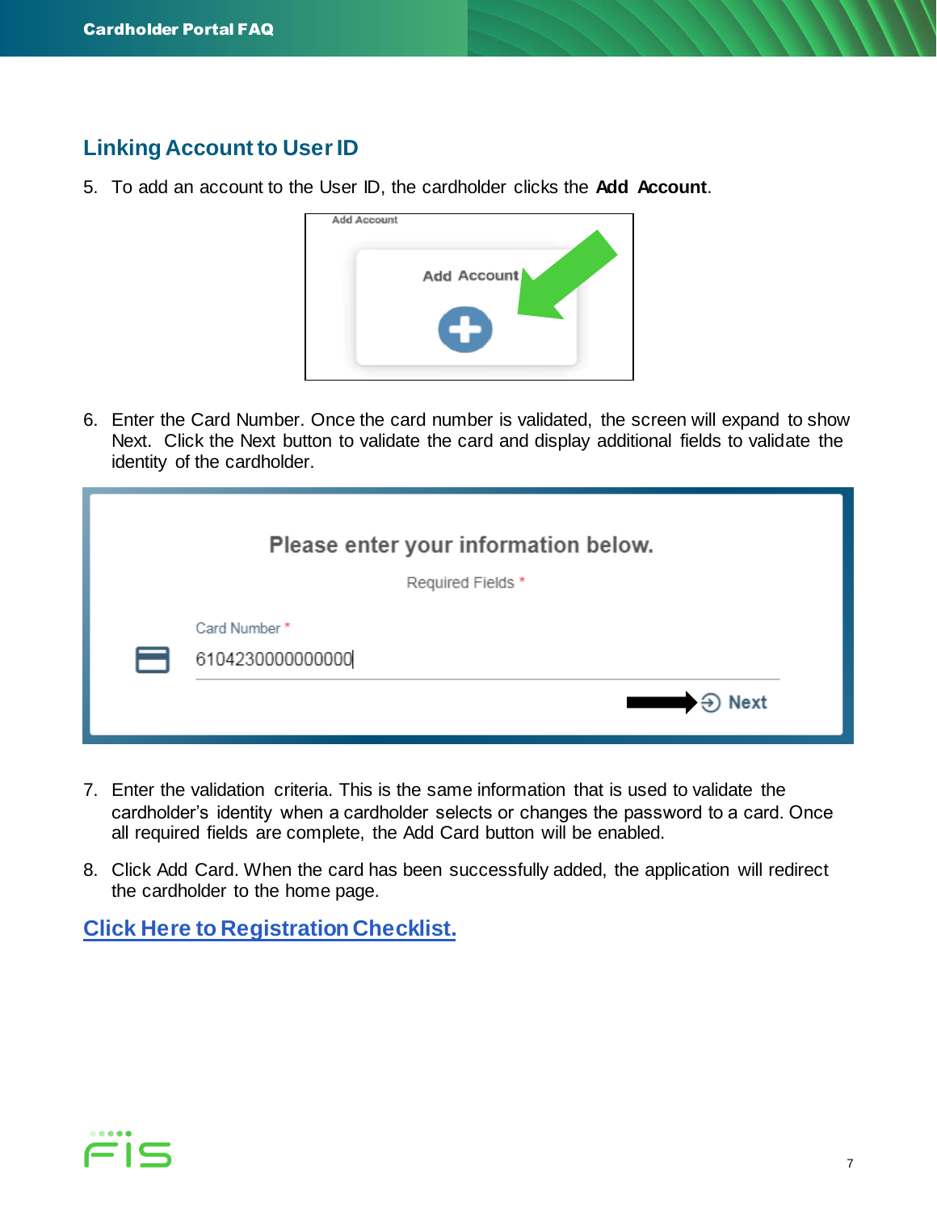## Linking Account to User ID

5. To add an account to the User ID, the cardholder clicks the **Add Account**.

6. Enter the Card Number. Once the card number is validated, the screen will expand to show Next. Click the Next button to validate the card and display additional fields to validate the identity of the cardholder.

7. Enter the validation criteria. This is the same information that is used to validate the cardholder's identity when a cardholder selects or changes the password to a card. Once all required fields are complete, the Add Card button will be enabled.

8. Click Add Card. When the card has been successfully added, the application will redirect the cardholder to the home page.

**Click Here to Registration Checklist.**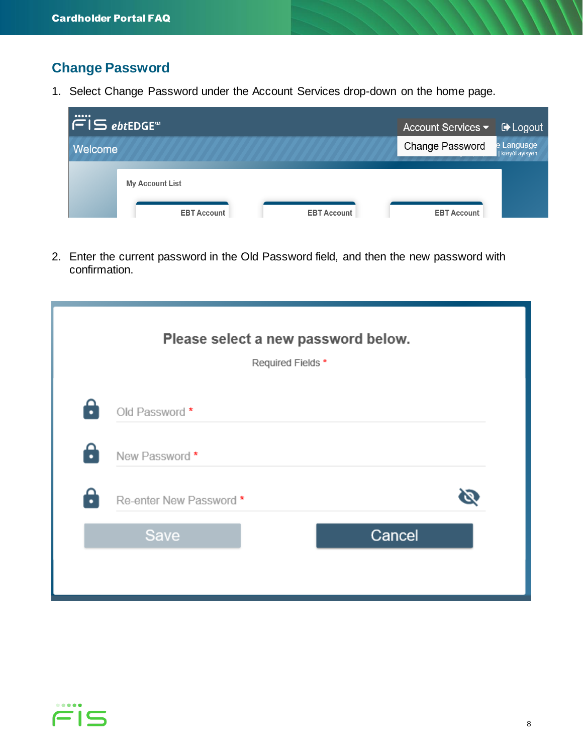## Change Password

1. Select Change Password under the Account Services drop-down on the home page.

2. Enter the current password in the Old Password field, and then the new password with confirmation.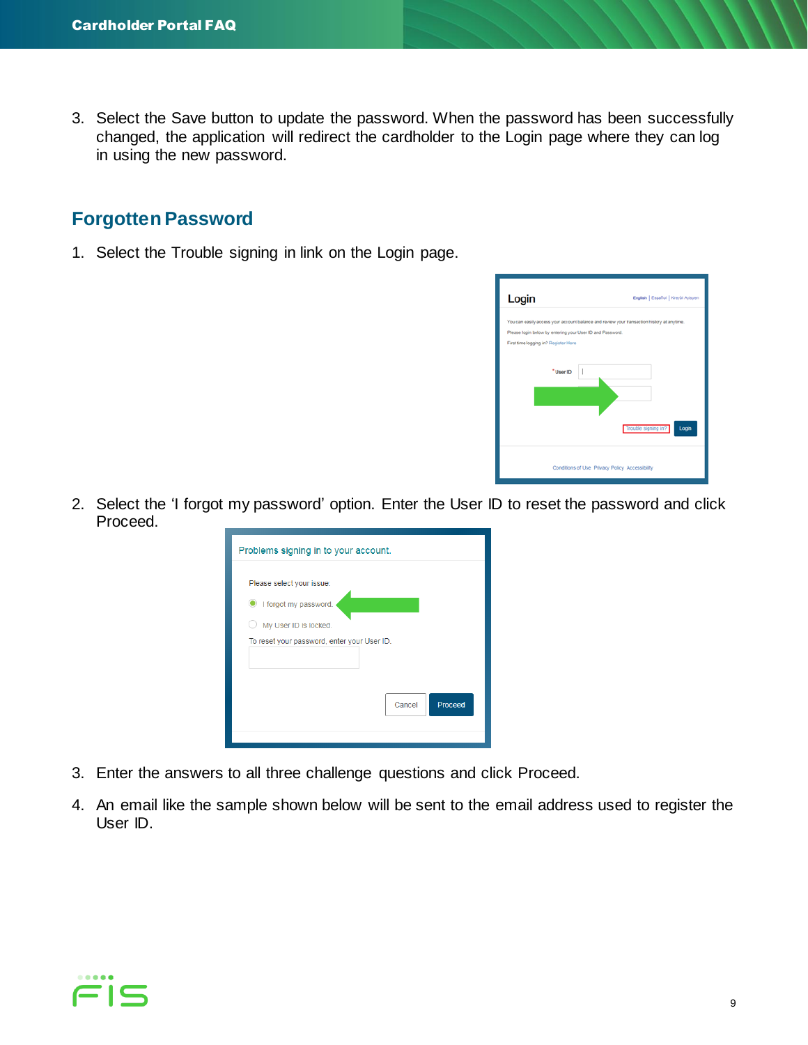3. Select the Save button to update the password. When the password has been successfully changed, the application will redirect the cardholder to the Login page where they can log in using the new password.

## Forgotten Password

1. Select the Trouble signing in link on the Login page.

2. Select the ‘I forgot my password’ option. Enter the User ID to reset the password and click Proceed.

3. Enter the answers to all three challenge questions and click Proceed.

4. An email like the sample shown below will be sent to the email address used to register the User ID.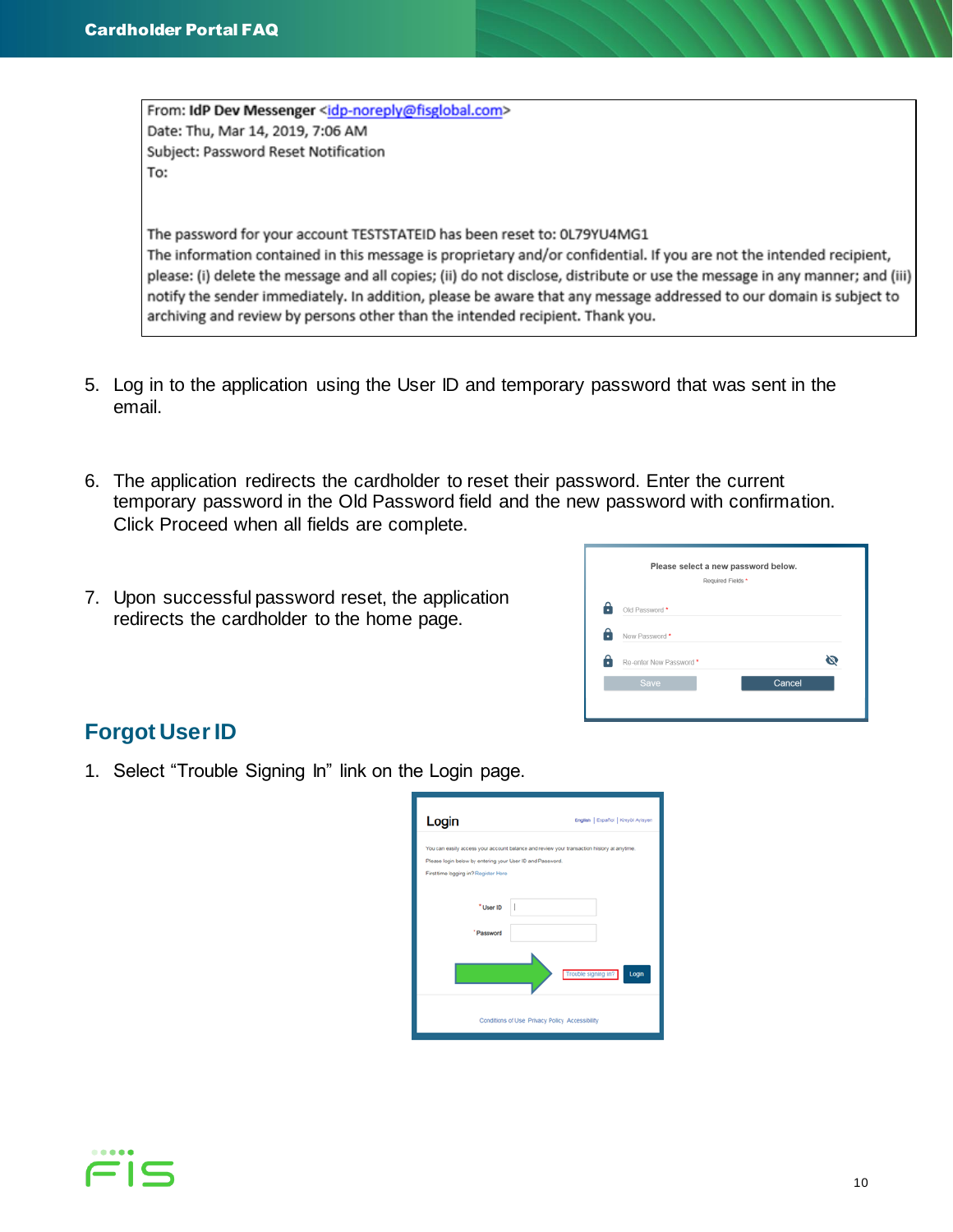From: **IdP Dev Messenger** <idp-noreply@fisglobal.com>
Date: Thu, Mar 14, 2019, 7:06 AM
Subject: Password Reset Notification
To:

The password for your account TESTSTATEID has been reset to: 0L79YU4MG1
The information contained in this message is proprietary and/or confidential. If you are not the intended recipient, please: (i) delete the message and all copies; (ii) do not disclose, distribute or use the message in any manner; and (iii) notify the sender immediately. In addition, please be aware that any message addressed to our domain is subject to archiving and review by persons other than the intended recipient. Thank you.

5. Log in to the application using the User ID and temporary password that was sent in the email.

6. The application redirects the cardholder to reset their password. Enter the current temporary password in the Old Password field and the new password with confirmation. Click Proceed when all fields are complete.

7. Upon successful password reset, the application redirects the cardholder to the home page.

## Forgot User ID

1. Select "Trouble Signing In" link on the Login page.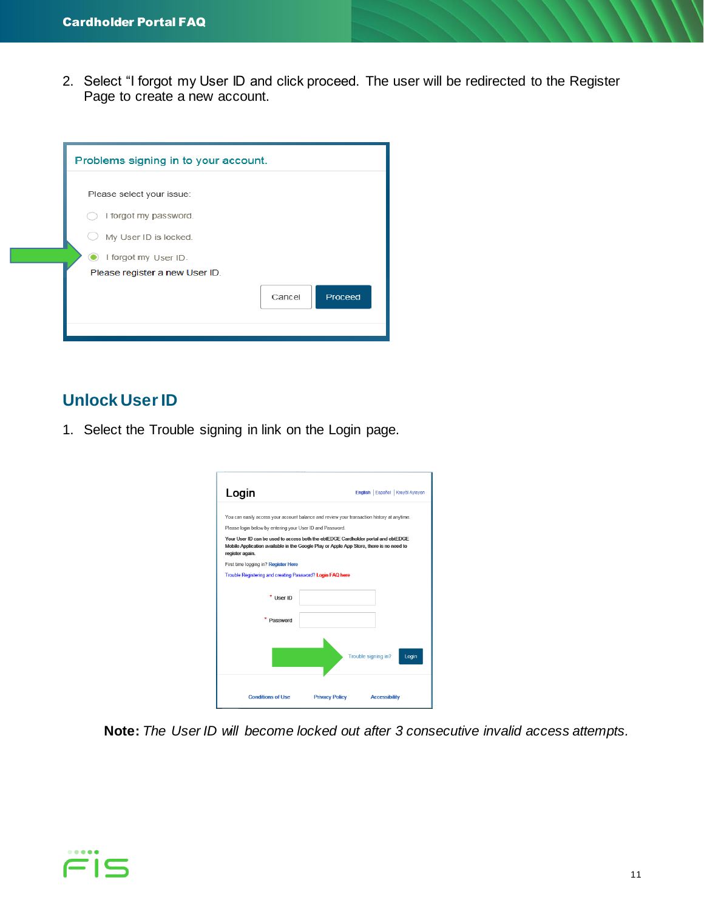2. Select "I forgot my User ID and click proceed. The user will be redirected to the Register Page to create a new account.

## Unlock User ID

1. Select the Trouble signing in link on the Login page.

**Note:** *The User ID will become locked out after 3 consecutive invalid access attempts.*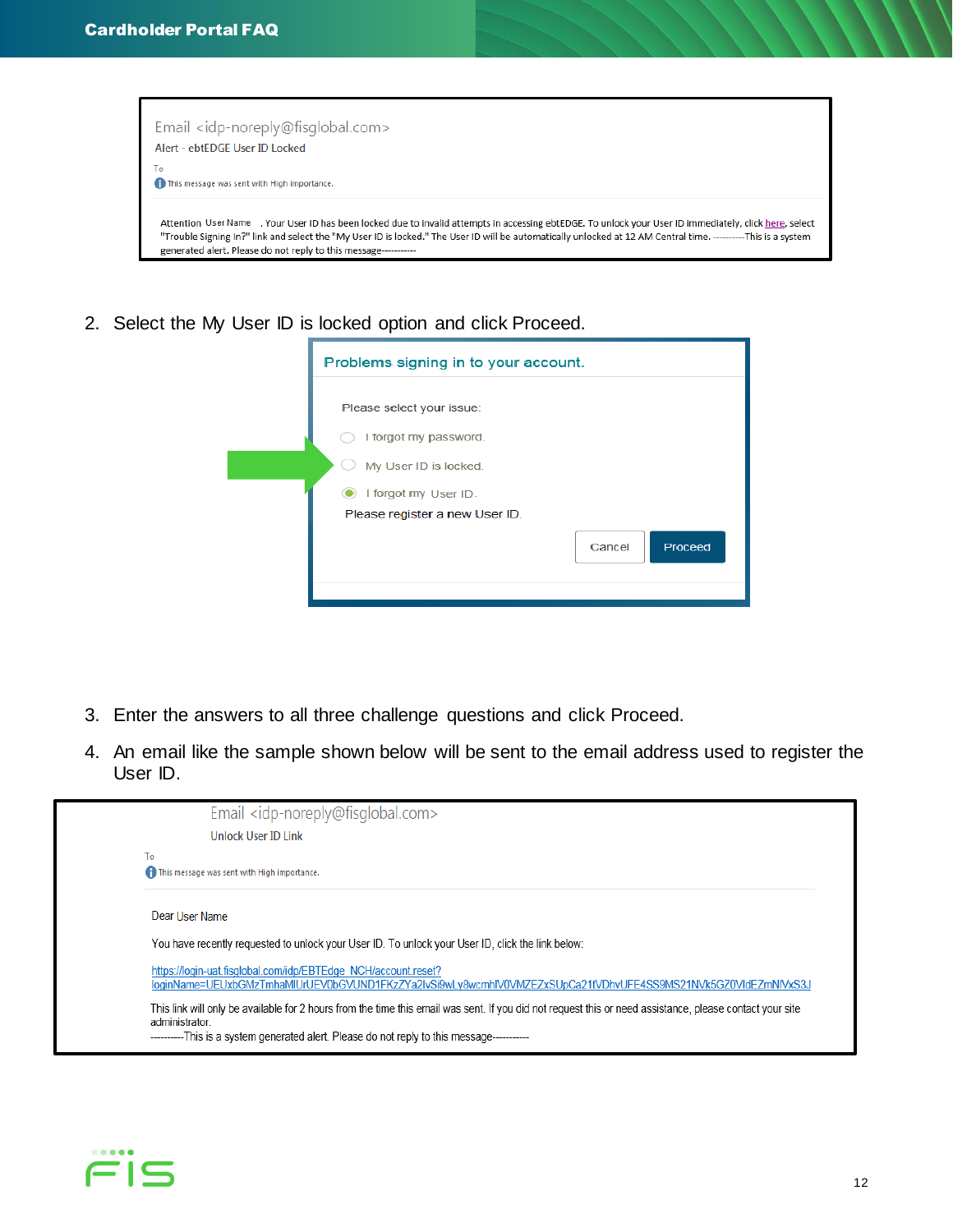Email <idp-noreply@fisglobal.com>
Alert - ebtEDGE User ID Locked

To

This message was sent with High importance.

Attention User Name , Your User ID has been locked due to invalid attempts in accessing ebtEDGE. To unlock your User ID immediately, click here, select "Trouble Signing In?" link and select the "My User ID is locked." The User ID will be automatically unlocked at 12 AM Central time. ---------This is a system generated alert. Please do not reply to this message----------

2. Select the My User ID is locked option and click Proceed.

Problems signing in to your account.

Please select your issue:

- I forgot my password.
- My User ID is locked.
- I forgot my User ID.

Please register a new User ID.

Cancel | Proceed

3. Enter the answers to all three challenge questions and click Proceed.
4. An email like the sample shown below will be sent to the email address used to register the User ID.

Email <idp-noreply@fisglobal.com>
Unlock User ID Link

To

This message was sent with High importance.

Dear User Name

You have recently requested to unlock your User ID. To unlock your User ID, click the link below:

https://login-uat.fisglobal.com/idp/EBTEdge_NCH/account.reset?loginName=UEUxbGMzTmhaMlUrUEV0bGVUND1FKzZYa2lvSi9wLy8wcmhlV0VMZEZxSUpCa21tVDhvUFE4SS9MS21NVk5GZ0VIdEZmNlVxS3J

This link will only be available for 2 hours from the time this email was sent. If you did not request this or need assistance, please contact your site administrator.

---------This is a system generated alert. Please do not reply to this message----------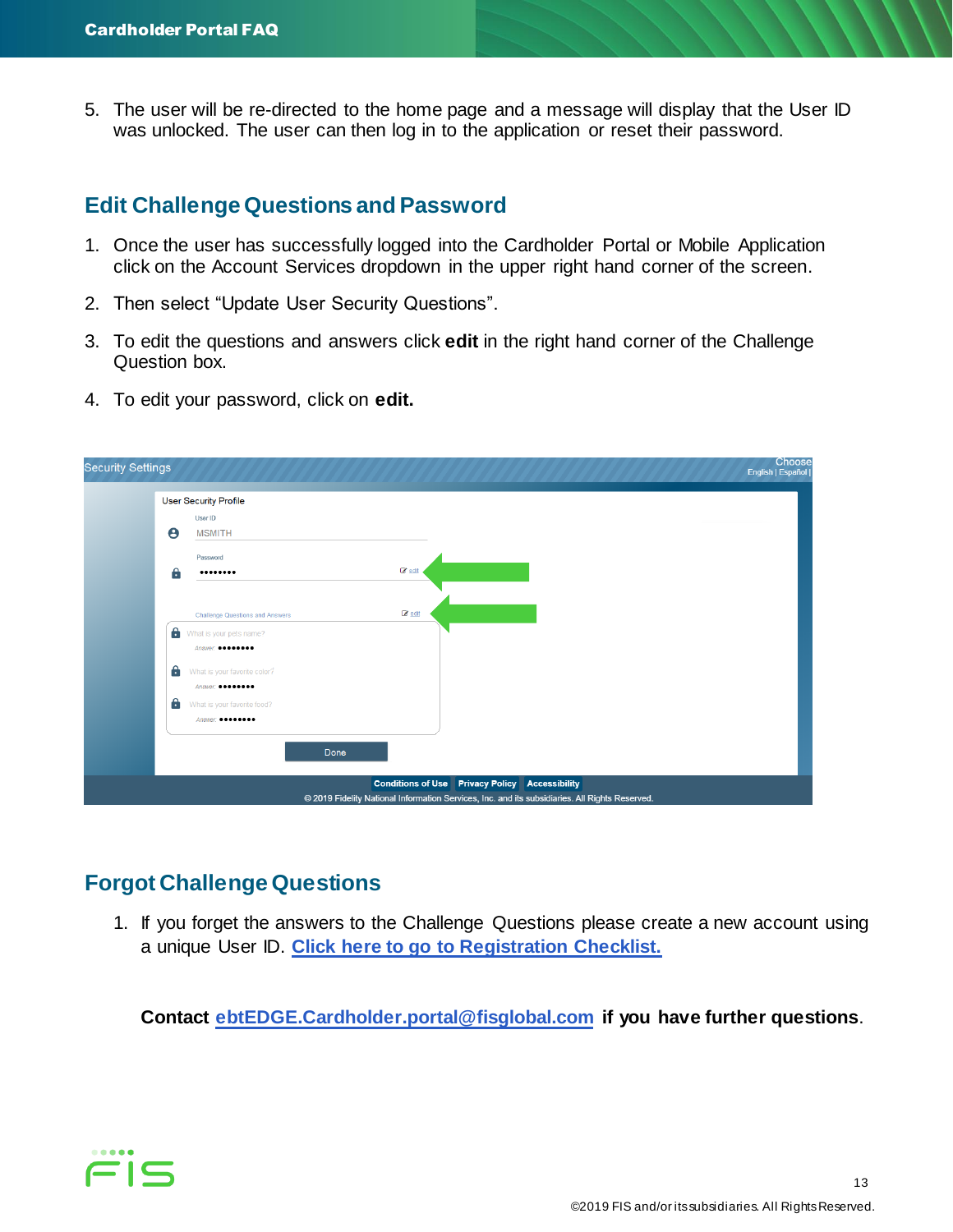5. The user will be re-directed to the home page and a message will display that the User ID was unlocked. The user can then log in to the application or reset their password.

## Edit Challenge Questions and Password

1. Once the user has successfully logged into the Cardholder Portal or Mobile Application click on the Account Services dropdown in the upper right hand corner of the screen.
2. Then select "Update User Security Questions".
3. To edit the questions and answers click **edit** in the right hand corner of the Challenge Question box.
4. To edit your password, click on **edit.**

## Forgot Challenge Questions

1. If you forget the answers to the Challenge Questions please create a new account using a unique User ID. Click here to go to Registration Checklist.

**Contact ebtEDGE.Cardholder.portal@fisglobal.com if you have further questions.**